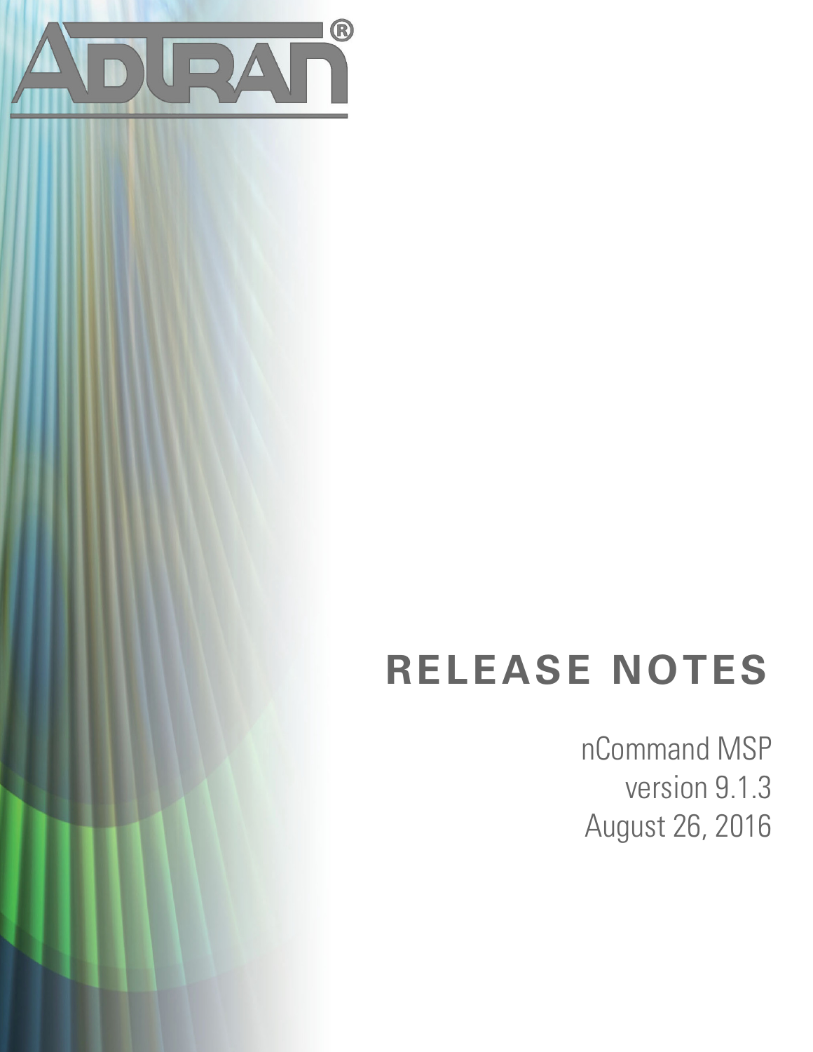ADTRAN®

# RELEASE NOTES

nCommand MSP
version 9.1.3
August 26, 2016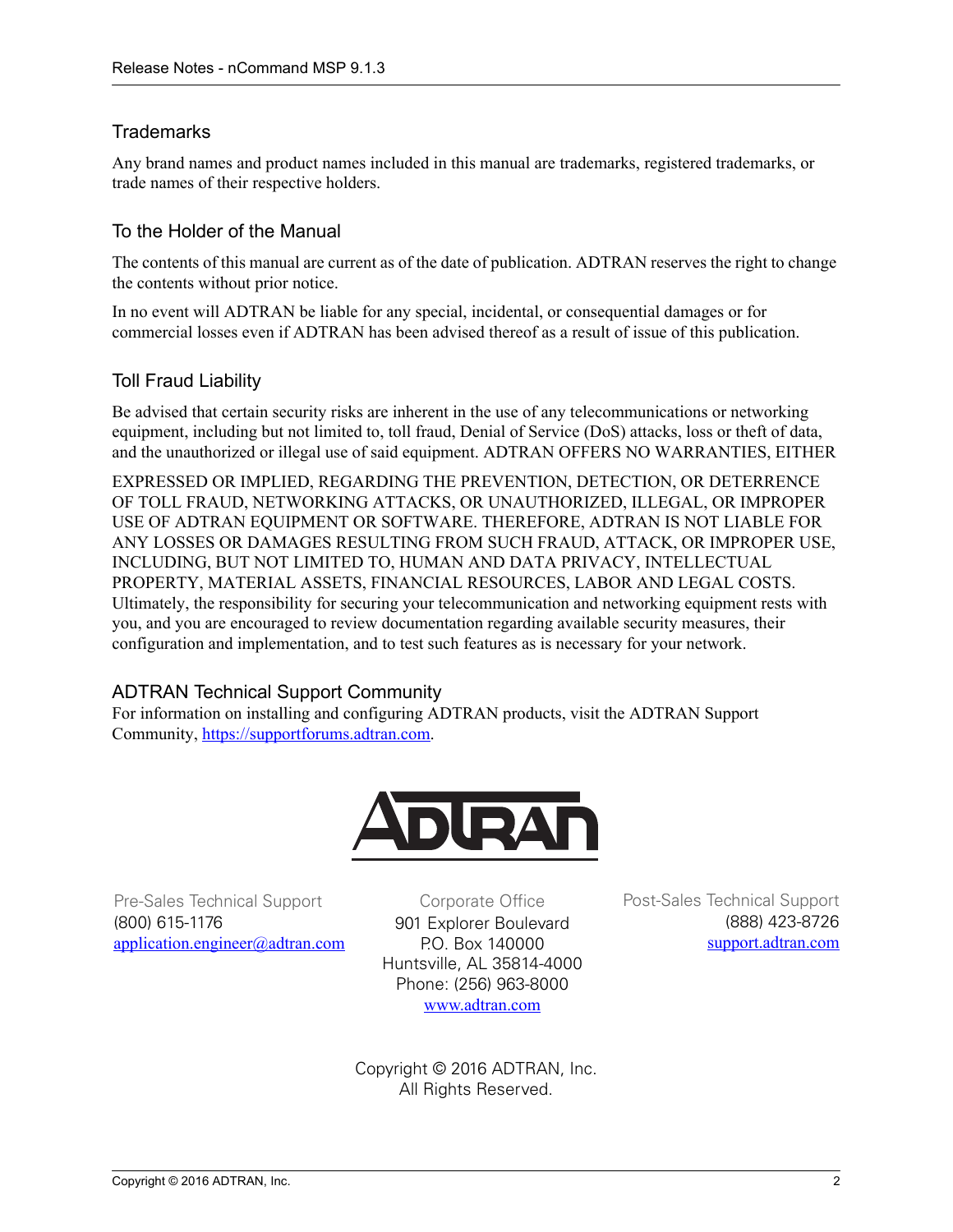## Trademarks

Any brand names and product names included in this manual are trademarks, registered trademarks, or trade names of their respective holders.

## To the Holder of the Manual

The contents of this manual are current as of the date of publication. ADTRAN reserves the right to change the contents without prior notice.

In no event will ADTRAN be liable for any special, incidental, or consequential damages or for commercial losses even if ADTRAN has been advised thereof as a result of issue of this publication.

## Toll Fraud Liability

Be advised that certain security risks are inherent in the use of any telecommunications or networking equipment, including but not limited to, toll fraud, Denial of Service (DoS) attacks, loss or theft of data, and the unauthorized or illegal use of said equipment. ADTRAN OFFERS NO WARRANTIES, EITHER EXPRESSED OR IMPLIED, REGARDING THE PREVENTION, DETECTION, OR DETERRENCE OF TOLL FRAUD, NETWORKING ATTACKS, OR UNAUTHORIZED, ILLEGAL, OR IMPROPER USE OF ADTRAN EQUIPMENT OR SOFTWARE. THEREFORE, ADTRAN IS NOT LIABLE FOR ANY LOSSES OR DAMAGES RESULTING FROM SUCH FRAUD, ATTACK, OR IMPROPER USE, INCLUDING, BUT NOT LIMITED TO, HUMAN AND DATA PRIVACY, INTELLECTUAL PROPERTY, MATERIAL ASSETS, FINANCIAL RESOURCES, LABOR AND LEGAL COSTS. Ultimately, the responsibility for securing your telecommunication and networking equipment rests with you, and you are encouraged to review documentation regarding available security measures, their configuration and implementation, and to test such features as is necessary for your network.

## ADTRAN Technical Support Community

For information on installing and configuring ADTRAN products, visit the ADTRAN Support Community, https://supportforums.adtran.com.

ADTRAN

Pre-Sales Technical Support
(800) 615-1176
application.engineer@adtran.com

Corporate Office
901 Explorer Boulevard
P.O. Box 140000
Huntsville, AL 35814-4000
Phone: (256) 963-8000
www.adtran.com

Post-Sales Technical Support
(888) 423-8726
support.adtran.com

Copyright © 2016 ADTRAN, Inc.
All Rights Reserved.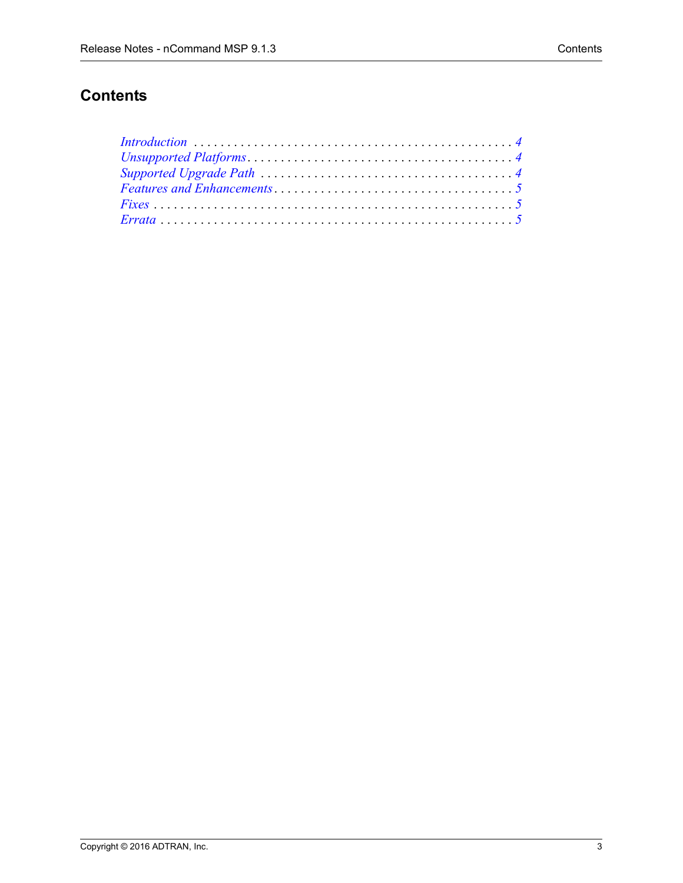# Contents

*Introduction* . . . . . . . . . . . . . . . . . . . . . . . . . . . . . . . . . . . . . . . . . . . . . . . . 4
*Unsupported Platforms* . . . . . . . . . . . . . . . . . . . . . . . . . . . . . . . . . . . . . . . . 4
*Supported Upgrade Path* . . . . . . . . . . . . . . . . . . . . . . . . . . . . . . . . . . . . . . 4
*Features and Enhancements* . . . . . . . . . . . . . . . . . . . . . . . . . . . . . . . . . . . 5
*Fixes* . . . . . . . . . . . . . . . . . . . . . . . . . . . . . . . . . . . . . . . . . . . . . . . . . . . . . 5
*Errata* . . . . . . . . . . . . . . . . . . . . . . . . . . . . . . . . . . . . . . . . . . . . . . . . . . . . 5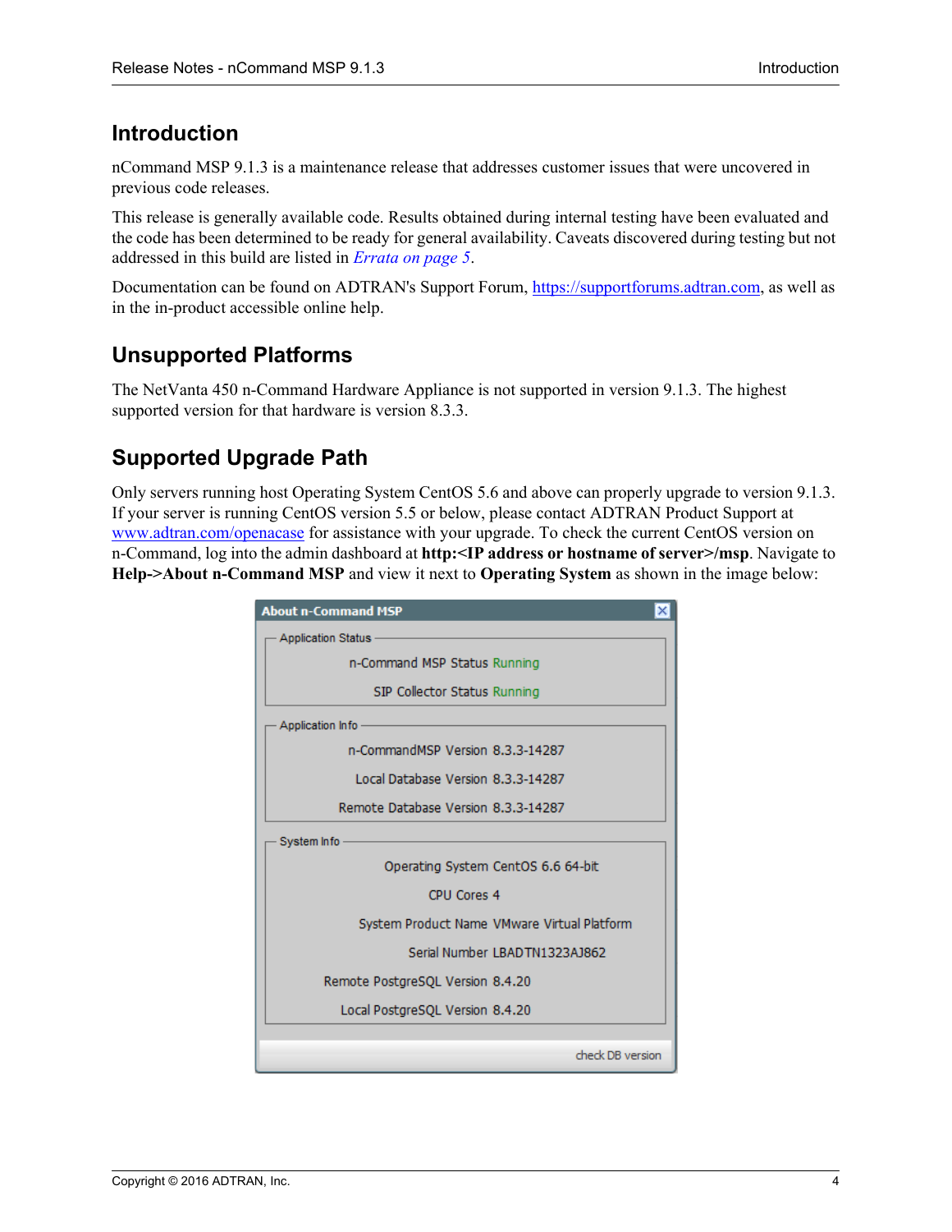# Introduction

nCommand MSP 9.1.3 is a maintenance release that addresses customer issues that were uncovered in previous code releases.

This release is generally available code. Results obtained during internal testing have been evaluated and the code has been determined to be ready for general availability. Caveats discovered during testing but not addressed in this build are listed in *Errata on page 5*.

Documentation can be found on ADTRAN's Support Forum, https://supportforums.adtran.com, as well as in the in-product accessible online help.

# Unsupported Platforms

The NetVanta 450 n-Command Hardware Appliance is not supported in version 9.1.3. The highest supported version for that hardware is version 8.3.3.

# Supported Upgrade Path

Only servers running host Operating System CentOS 5.6 and above can properly upgrade to version 9.1.3. If your server is running CentOS version 5.5 or below, please contact ADTRAN Product Support at www.adtran.com/openacase for assistance with your upgrade. To check the current CentOS version on n-Command, log into the admin dashboard at **http:<IP address or hostname of server>/msp**. Navigate to **Help->About n-Command MSP** and view it next to **Operating System** as shown in the image below:

**About n-Command MSP**

Application Status

- n-Command MSP Status Running
- SIP Collector Status Running

Application Info

- n-CommandMSP Version 8.3.3-14287
- Local Database Version 8.3.3-14287
- Remote Database Version 8.3.3-14287

System Info

- Operating System CentOS 6.6 64-bit
- CPU Cores 4
- System Product Name VMware Virtual Platform
- Serial Number LBADTN1323AJ862
- Remote PostgreSQL Version 8.4.20
- Local PostgreSQL Version 8.4.20

check DB version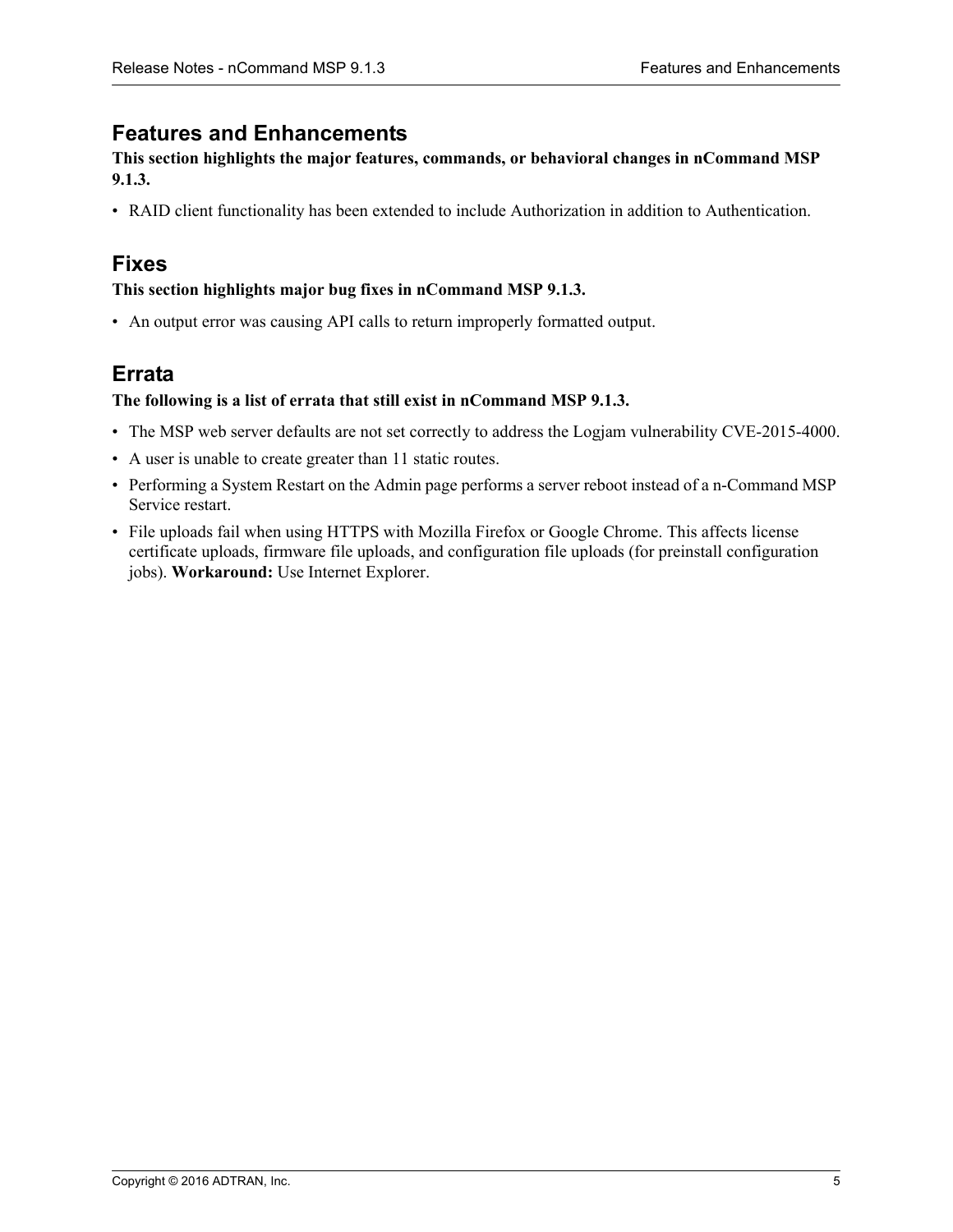## Features and Enhancements

**This section highlights the major features, commands, or behavioral changes in nCommand MSP 9.1.3.**

- RAID client functionality has been extended to include Authorization in addition to Authentication.

## Fixes

**This section highlights major bug fixes in nCommand MSP 9.1.3.**

- An output error was causing API calls to return improperly formatted output.

## Errata

**The following is a list of errata that still exist in nCommand MSP 9.1.3.**

- The MSP web server defaults are not set correctly to address the Logjam vulnerability CVE-2015-4000.
- A user is unable to create greater than 11 static routes.
- Performing a System Restart on the Admin page performs a server reboot instead of a n-Command MSP Service restart.
- File uploads fail when using HTTPS with Mozilla Firefox or Google Chrome. This affects license certificate uploads, firmware file uploads, and configuration file uploads (for preinstall configuration jobs). **Workaround:** Use Internet Explorer.